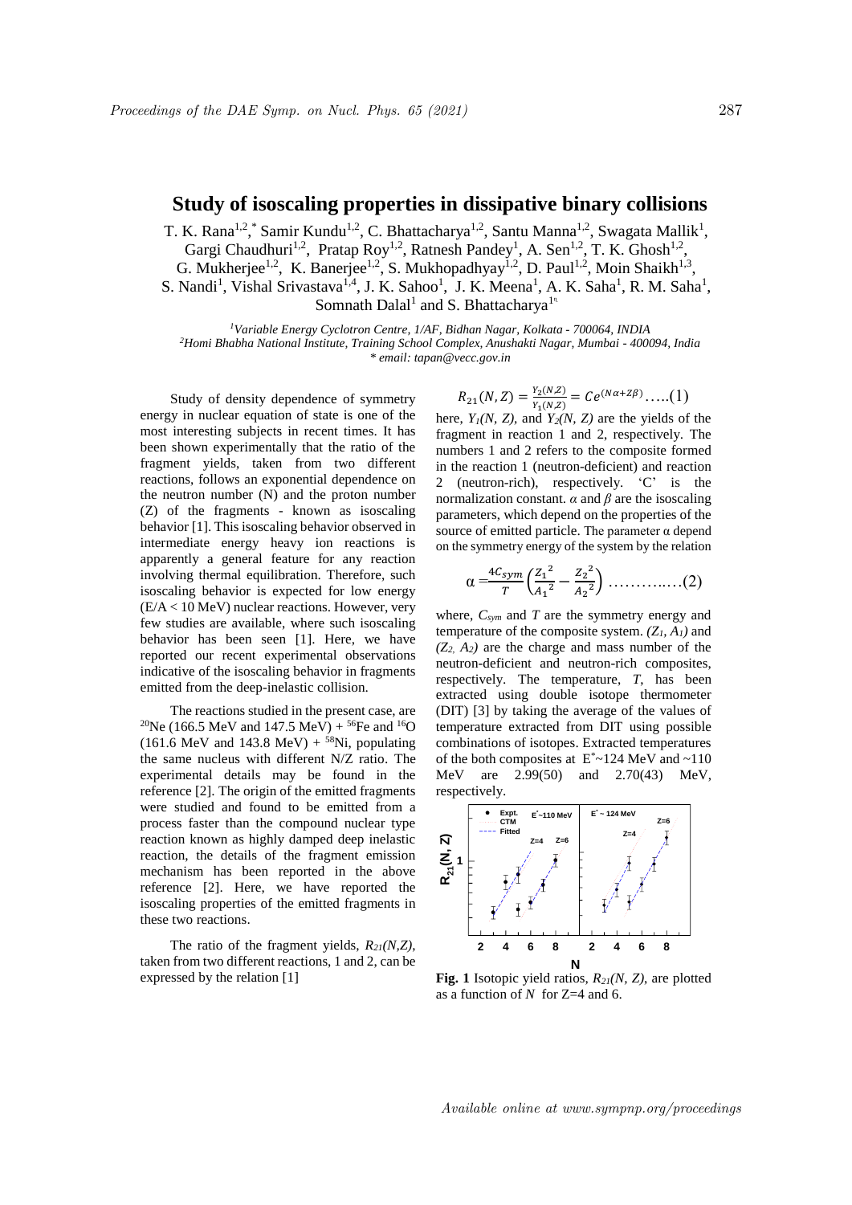# Study of isoscaling properties in dissipative binary collisions

T. K. Rana[1,2,*], Samir Kundu[1,2], C. Bhattacharya[1,2], Santu Manna[1,2], Swagata Mallik[1], Gargi Chaudhuri[1,2], Pratap Roy[1,2], Ratnesh Pandey[1], A. Sen[1,2], T. K. Ghosh[1,2], G. Mukherjee[1,2], K. Banerjee[1,2], S. Mukhopadhyay[1,2], D. Paul[1,2], Moin Shaikh[1,3], S. Nandi[1], Vishal Srivastava[1,4], J. K. Sahoo[1], J. K. Meena[1], A. K. Saha[1], R. M. Saha[1], Somnath Dalal[1] and S. Bhattacharya[1]

[1]*Variable Energy Cyclotron Centre, 1/AF, Bidhan Nagar, Kolkata - 700064, INDIA*
[2]*Homi Bhabha National Institute, Training School Complex, Anushakti Nagar, Mumbai - 400094, India*
*\* email: tapan@vecc.gov.in*

Study of density dependence of symmetry energy in nuclear equation of state is one of the most interesting subjects in recent times. It has been shown experimentally that the ratio of the fragment yields, taken from two different reactions, follows an exponential dependence on the neutron number (N) and the proton number (Z) of the fragments - known as isoscaling behavior [1]. This isoscaling behavior observed in intermediate energy heavy ion reactions is apparently a general feature for any reaction involving thermal equilibration. Therefore, such isoscaling behavior is expected for low energy (E/A < 10 MeV) nuclear reactions. However, very few studies are available, where such isoscaling behavior has been seen [1]. Here, we have reported our recent experimental observations indicative of the isoscaling behavior in fragments emitted from the deep-inelastic collision.

The reactions studied in the present case, are $^{20}$Ne (166.5 MeV and 147.5 MeV) + $^{56}$Fe and $^{16}$O (161.6 MeV and 143.8 MeV) + $^{58}$Ni, populating the same nucleus with different N/Z ratio. The experimental details may be found in the reference [2]. The origin of the emitted fragments were studied and found to be emitted from a process faster than the compound nuclear type reaction known as highly damped deep inelastic reaction, the details of the fragment emission mechanism has been reported in the above reference [2]. Here, we have reported the isoscaling properties of the emitted fragments in these two reactions.

The ratio of the fragment yields, $R_{21}(N,Z)$, taken from two different reactions, 1 and 2, can be expressed by the relation [1]

$$R_{21}(N,Z) = \frac{Y_2(N,Z)}{Y_1(N,Z)} = Ce^{(N\alpha+Z\beta)} \quad .....(1)$$

here, $Y_1(N, Z)$, and $Y_2(N, Z)$ are the yields of the fragment in reaction 1 and 2, respectively. The numbers 1 and 2 refers to the composite formed in the reaction 1 (neutron-deficient) and reaction 2 (neutron-rich), respectively. 'C' is the normalization constant. $\alpha$ and $\beta$ are the isoscaling parameters, which depend on the properties of the source of emitted particle. The parameter α depend on the symmetry energy of the system by the relation

$$\alpha = \frac{4C_{sym}}{T}\left(\frac{Z_1^{\,2}}{A_1^{\,2}} - \frac{Z_2^{\,2}}{A_2^{\,2}}\right) \quad ..........(2)$$

where, $C_{sym}$ and $T$ are the symmetry energy and temperature of the composite system. $(Z_1, A_1)$ and $(Z_2, A_2)$ are the charge and mass number of the neutron-deficient and neutron-rich composites, respectively. The temperature, $T$, has been extracted using double isotope thermometer (DIT) [3] by taking the average of the values of temperature extracted from DIT using possible combinations of isotopes. Extracted temperatures of the both composites at $E^*$~124 MeV and ~110 MeV are 2.99(50) and 2.70(43) MeV, respectively.

**Fig. 1** Isotopic yield ratios, $R_{21}(N, Z)$, are plotted as a function of $N$ for Z=4 and 6.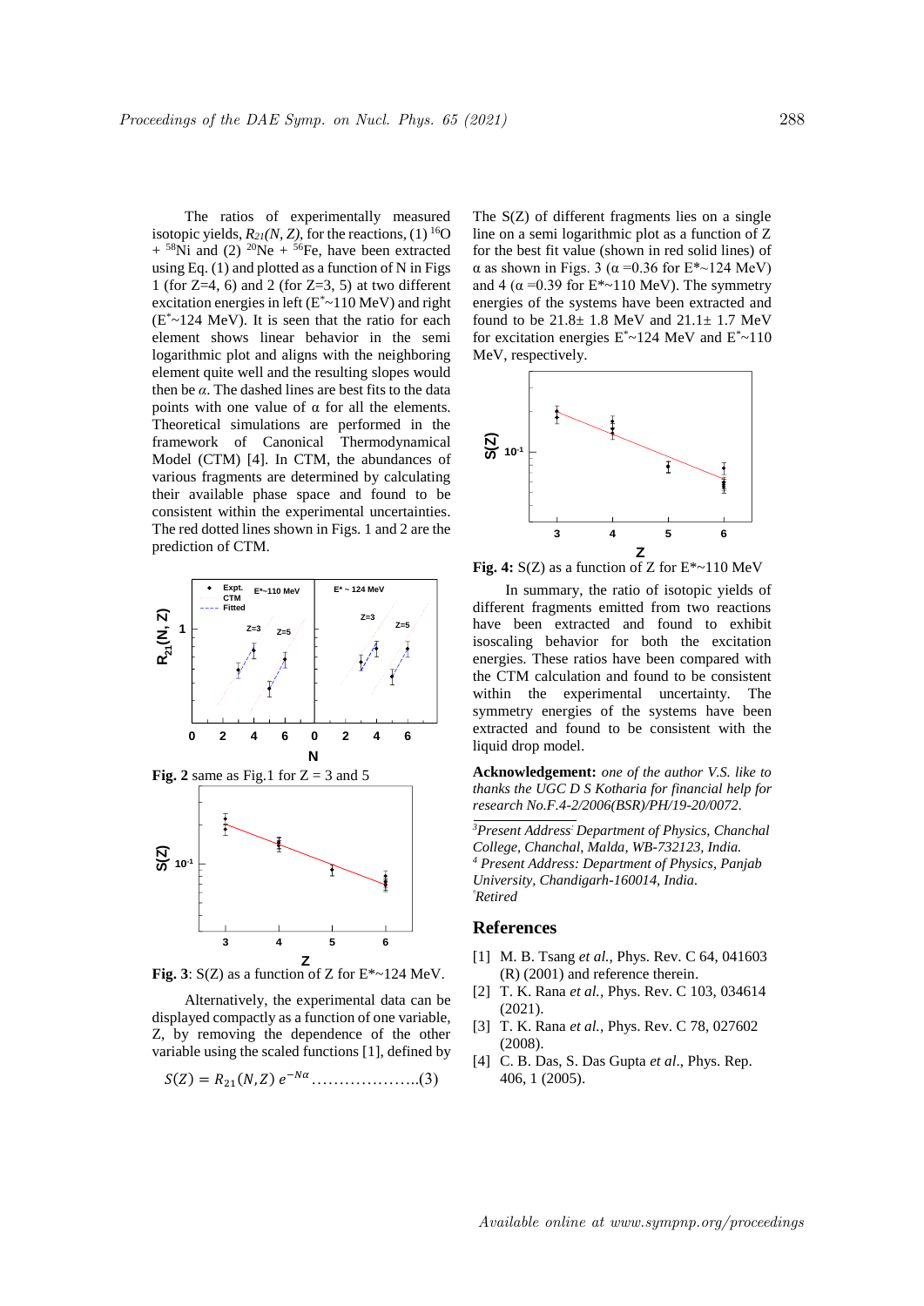The ratios of experimentally measured isotopic yields, $R_{21}(N, Z)$, for the reactions, (1) $^{16}O + ^{58}Ni$ and (2) $^{20}Ne + ^{56}Fe$, have been extracted using Eq. (1) and plotted as a function of N in Figs 1 (for Z=4, 6) and 2 (for Z=3, 5) at two different excitation energies in left ($E^{*}$~110 MeV) and right ($E^{*}$~124 MeV). It is seen that the ratio for each element shows linear behavior in the semi logarithmic plot and aligns with the neighboring element quite well and the resulting slopes would then be $\alpha$. The dashed lines are best fits to the data points with one value of α for all the elements. Theoretical simulations are performed in the framework of Canonical Thermodynamical Model (CTM) [4]. In CTM, the abundances of various fragments are determined by calculating their available phase space and found to be consistent within the experimental uncertainties. The red dotted lines shown in Figs. 1 and 2 are the prediction of CTM.

Expt.
CTM
Fitted
E*~110 MeV
E* ~ 124 MeV
Z=3
Z=5
Z=3
Z=5
$R_{21}(N, Z)$
1
0 2 4 6 0 2 4 6
N

**Fig. 2** same as Fig.1 for Z = 3 and 5

S(Z)
$10^{-1}$
3 4 5 6
Z

**Fig. 3**: S(Z) as a function of Z for E*~124 MeV.

Alternatively, the experimental data can be displayed compactly as a function of one variable, Z, by removing the dependence of the other variable using the scaled functions [1], defined by

$$S(Z) = R_{21}(N, Z)\, e^{-N\alpha} \quad\text{....................(3)}$$

The S(Z) of different fragments lies on a single line on a semi logarithmic plot as a function of Z for the best fit value (shown in red solid lines) of α as shown in Figs. 3 (α =0.36 for E*~124 MeV) and 4 (α =0.39 for E*~110 MeV). The symmetry energies of the systems have been extracted and found to be 21.8± 1.8 MeV and 21.1± 1.7 MeV for excitation energies $E^{*}$~124 MeV and $E^{*}$~110 MeV, respectively.

S(Z)
$10^{-1}$
3 4 5 6
Z

**Fig. 4:** S(Z) as a function of Z for E*~110 MeV

In summary, the ratio of isotopic yields of different fragments emitted from two reactions have been extracted and found to exhibit isoscaling behavior for both the excitation energies. These ratios have been compared with the CTM calculation and found to be consistent within the experimental uncertainty. The symmetry energies of the systems have been extracted and found to be consistent with the liquid drop model.

**Acknowledgement:** *one of the author V.S. like to thanks the UGC D S Kotharia for financial help for research No.F.4-2/2006(BSR)/PH/19-20/0072.*

[3]*Present Address: Department of Physics, Chanchal College, Chanchal, Malda, WB-732123, India.*
[4] *Present Address: Department of Physics, Panjab University, Chandigarh-160014, India.*
[\*]*Retired*

## References

[1] M. B. Tsang *et al.,* Phys. Rev. C 64, 041603 (R) (2001) and reference therein.
[2] T. K. Rana *et al.,* Phys. Rev. C 103, 034614 (2021).
[3] T. K. Rana *et al.,* Phys. Rev. C 78, 027602 (2008).
[4] C. B. Das, S. Das Gupta *et al*., Phys. Rep. 406, 1 (2005).